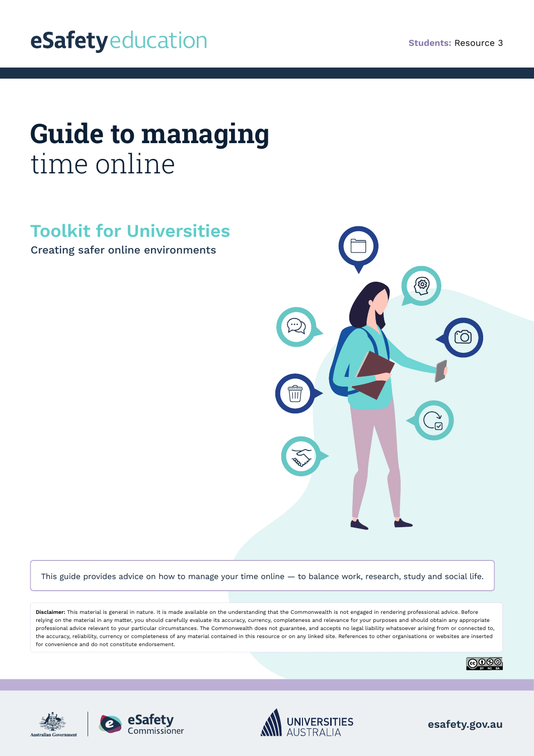eSafetyeducation

**Students:** Resource 3

# **Guide to managing** time online

## Toolkit for Universities

Creating safer online environments

This guide provides advice on how to manage your time online — to balance work, research, study and social life.

**Disclaimer:** This material is general in nature. It is made available on the understanding that the Commonwealth is not engaged in rendering professional advice. Before relying on the material in any matter, you should carefully evaluate its accuracy, currency, completeness and relevance for your purposes and should obtain any appropriate professional advice relevant to your particular circumstances. The Commonwealth does not guarantee, and accepts no legal liability whatsoever arising from or connected to, the accuracy, reliability, currency or completeness of any material contained in this resource or on any linked site. References to other organisations or websites are inserted for convenience and do not constitute endorsement.

Australian Government | eSafety Commissioner | Universities Australia

esafety.gov.au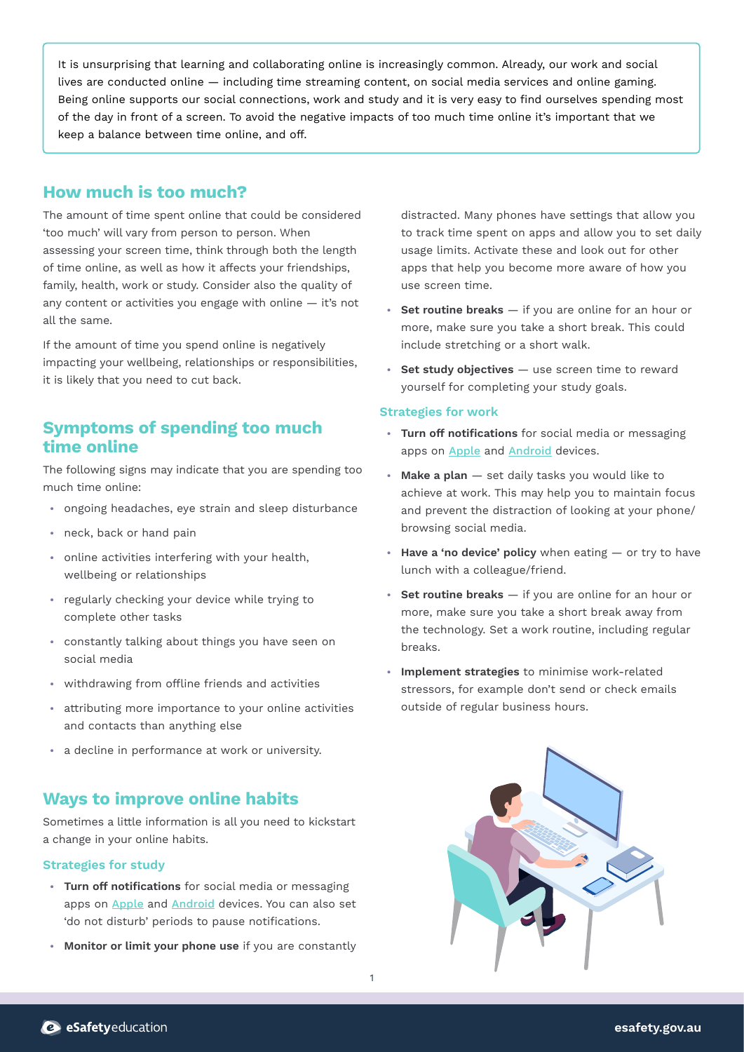It is unsurprising that learning and collaborating online is increasingly common. Already, our work and social lives are conducted online — including time streaming content, on social media services and online gaming. Being online supports our social connections, work and study and it is very easy to find ourselves spending most of the day in front of a screen. To avoid the negative impacts of too much time online it's important that we keep a balance between time online, and off.

## How much is too much?

The amount of time spent online that could be considered 'too much' will vary from person to person. When assessing your screen time, think through both the length of time online, as well as how it affects your friendships, family, health, work or study. Consider also the quality of any content or activities you engage with online — it's not all the same.

If the amount of time you spend online is negatively impacting your wellbeing, relationships or responsibilities, it is likely that you need to cut back.

## Symptoms of spending too much time online

The following signs may indicate that you are spending too much time online:

- ongoing headaches, eye strain and sleep disturbance
- neck, back or hand pain
- online activities interfering with your health, wellbeing or relationships
- regularly checking your device while trying to complete other tasks
- constantly talking about things you have seen on social media
- withdrawing from offline friends and activities
- attributing more importance to your online activities and contacts than anything else
- a decline in performance at work or university.

## Ways to improve online habits

Sometimes a little information is all you need to kickstart a change in your online habits.

### Strategies for study

- **Turn off notifications** for social media or messaging apps on Apple and Android devices. You can also set 'do not disturb' periods to pause notifications.
- **Monitor or limit your phone use** if you are constantly distracted. Many phones have settings that allow you to track time spent on apps and allow you to set daily usage limits. Activate these and look out for other apps that help you become more aware of how you use screen time.
- **Set routine breaks** — if you are online for an hour or more, make sure you take a short break. This could include stretching or a short walk.
- **Set study objectives** — use screen time to reward yourself for completing your study goals.

### Strategies for work

- **Turn off notifications** for social media or messaging apps on Apple and Android devices.
- **Make a plan** — set daily tasks you would like to achieve at work. This may help you to maintain focus and prevent the distraction of looking at your phone/ browsing social media.
- **Have a 'no device' policy** when eating — or try to have lunch with a colleague/friend.
- **Set routine breaks** — if you are online for an hour or more, make sure you take a short break away from the technology. Set a work routine, including regular breaks.
- **Implement strategies** to minimise work-related stressors, for example don't send or check emails outside of regular business hours.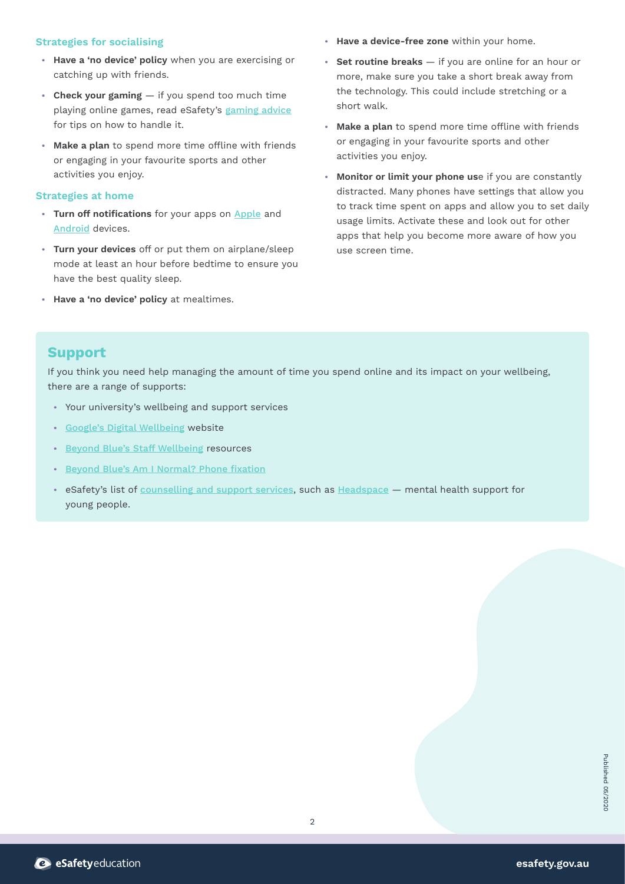### Strategies for socialising

- **Have a 'no device' policy** when you are exercising or catching up with friends.
- **Check your gaming** — if you spend too much time playing online games, read eSafety's gaming advice for tips on how to handle it.
- **Make a plan** to spend more time offline with friends or engaging in your favourite sports and other activities you enjoy.

### Strategies at home

- **Turn off notifications** for your apps on Apple and Android devices.
- **Turn your devices** off or put them on airplane/sleep mode at least an hour before bedtime to ensure you have the best quality sleep.
- **Have a 'no device' policy** at mealtimes.
- **Have a device-free zone** within your home.
- **Set routine breaks** — if you are online for an hour or more, make sure you take a short break away from the technology. This could include stretching or a short walk.
- **Make a plan** to spend more time offline with friends or engaging in your favourite sports and other activities you enjoy.
- **Monitor or limit your phone us**e if you are constantly distracted. Many phones have settings that allow you to track time spent on apps and allow you to set daily usage limits. Activate these and look out for other apps that help you become more aware of how you use screen time.

## Support

If you think you need help managing the amount of time you spend online and its impact on your wellbeing, there are a range of supports:

- Your university's wellbeing and support services
- Google's Digital Wellbeing website
- Beyond Blue's Staff Wellbeing resources
- Beyond Blue's Am I Normal? Phone fixation
- eSafety's list of counselling and support services, such as Headspace — mental health support for young people.

Published 05/2020